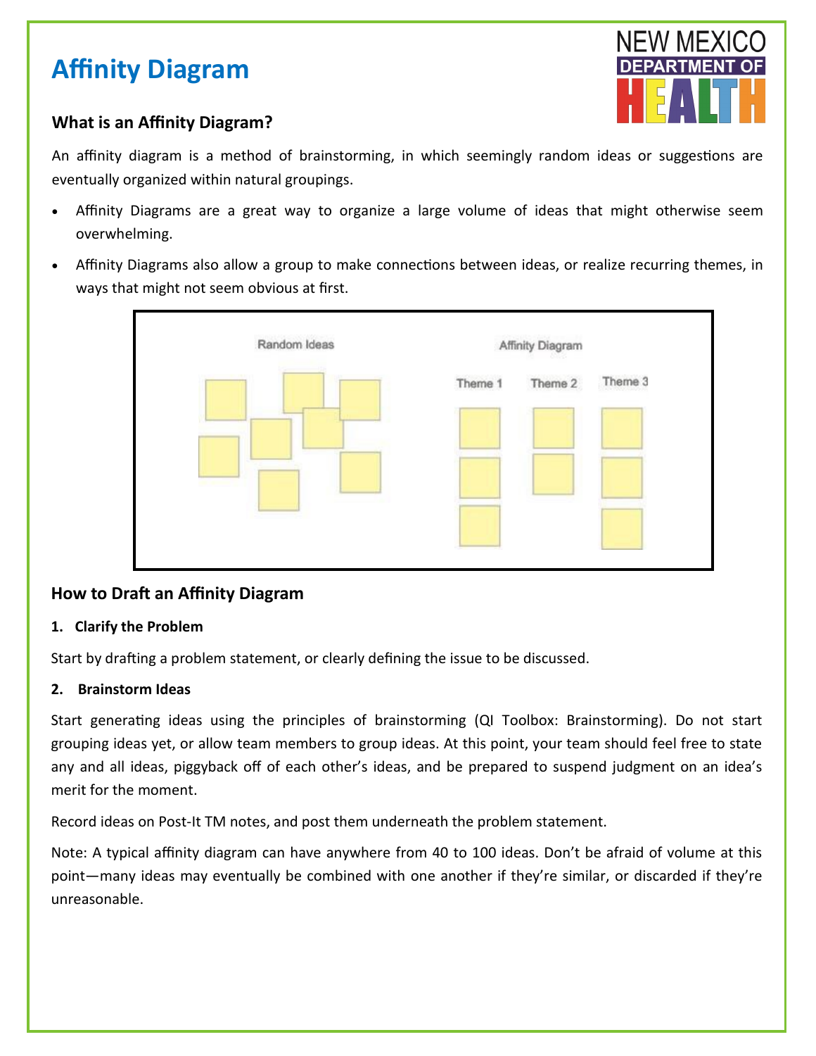# Affinity Diagram

## What is an Affinity Diagram?

An affinity diagram is a method of brainstorming, in which seemingly random ideas or suggestions are eventually organized within natural groupings.

- Affinity Diagrams are a great way to organize a large volume of ideas that might otherwise seem overwhelming.
- Affinity Diagrams also allow a group to make connections between ideas, or realize recurring themes, in ways that might not seem obvious at first.

## How to Draft an Affinity Diagram

**1. Clarify the Problem**

Start by drafting a problem statement, or clearly defining the issue to be discussed.

**2. Brainstorm Ideas**

Start generating ideas using the principles of brainstorming (QI Toolbox: Brainstorming). Do not start grouping ideas yet, or allow team members to group ideas. At this point, your team should feel free to state any and all ideas, piggyback off of each other's ideas, and be prepared to suspend judgment on an idea's merit for the moment.

Record ideas on Post-It TM notes, and post them underneath the problem statement.

Note: A typical affinity diagram can have anywhere from 40 to 100 ideas. Don't be afraid of volume at this point—many ideas may eventually be combined with one another if they're similar, or discarded if they're unreasonable.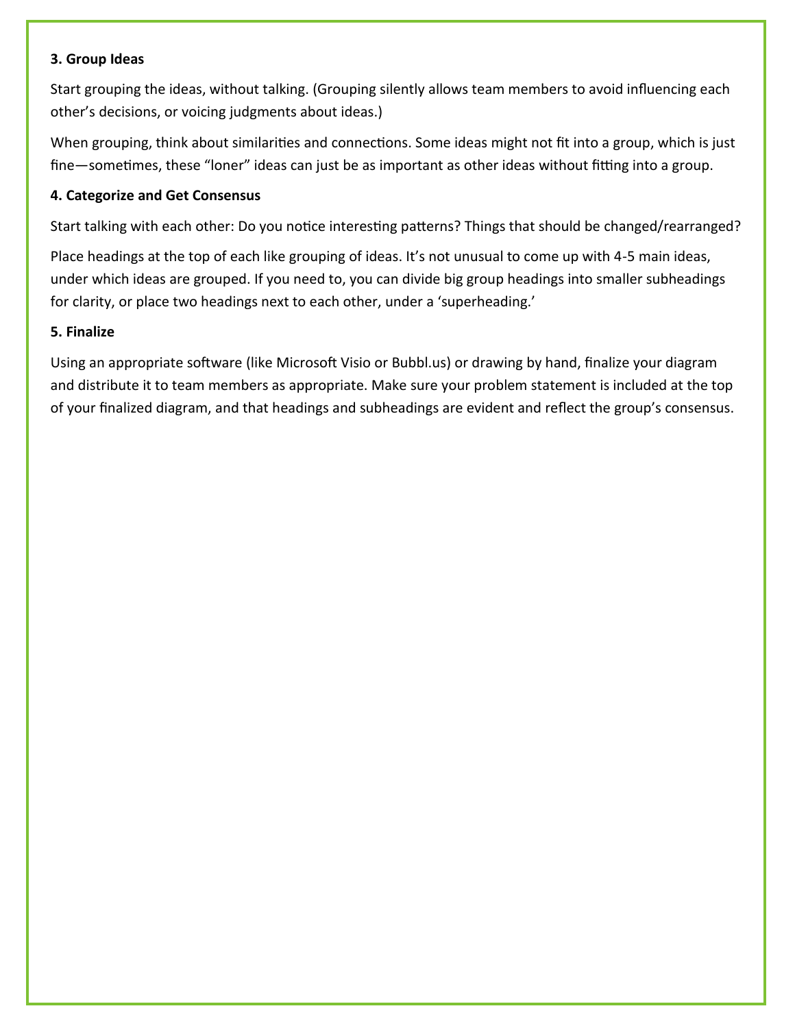**3. Group Ideas**

Start grouping the ideas, without talking. (Grouping silently allows team members to avoid influencing each other's decisions, or voicing judgments about ideas.)

When grouping, think about similarities and connections. Some ideas might not fit into a group, which is just fine—sometimes, these "loner" ideas can just be as important as other ideas without fitting into a group.

**4. Categorize and Get Consensus**

Start talking with each other: Do you notice interesting patterns? Things that should be changed/rearranged?

Place headings at the top of each like grouping of ideas. It's not unusual to come up with 4-5 main ideas, under which ideas are grouped. If you need to, you can divide big group headings into smaller subheadings for clarity, or place two headings next to each other, under a 'superheading.'

**5. Finalize**

Using an appropriate software (like Microsoft Visio or Bubbl.us) or drawing by hand, finalize your diagram and distribute it to team members as appropriate. Make sure your problem statement is included at the top of your finalized diagram, and that headings and subheadings are evident and reflect the group's consensus.